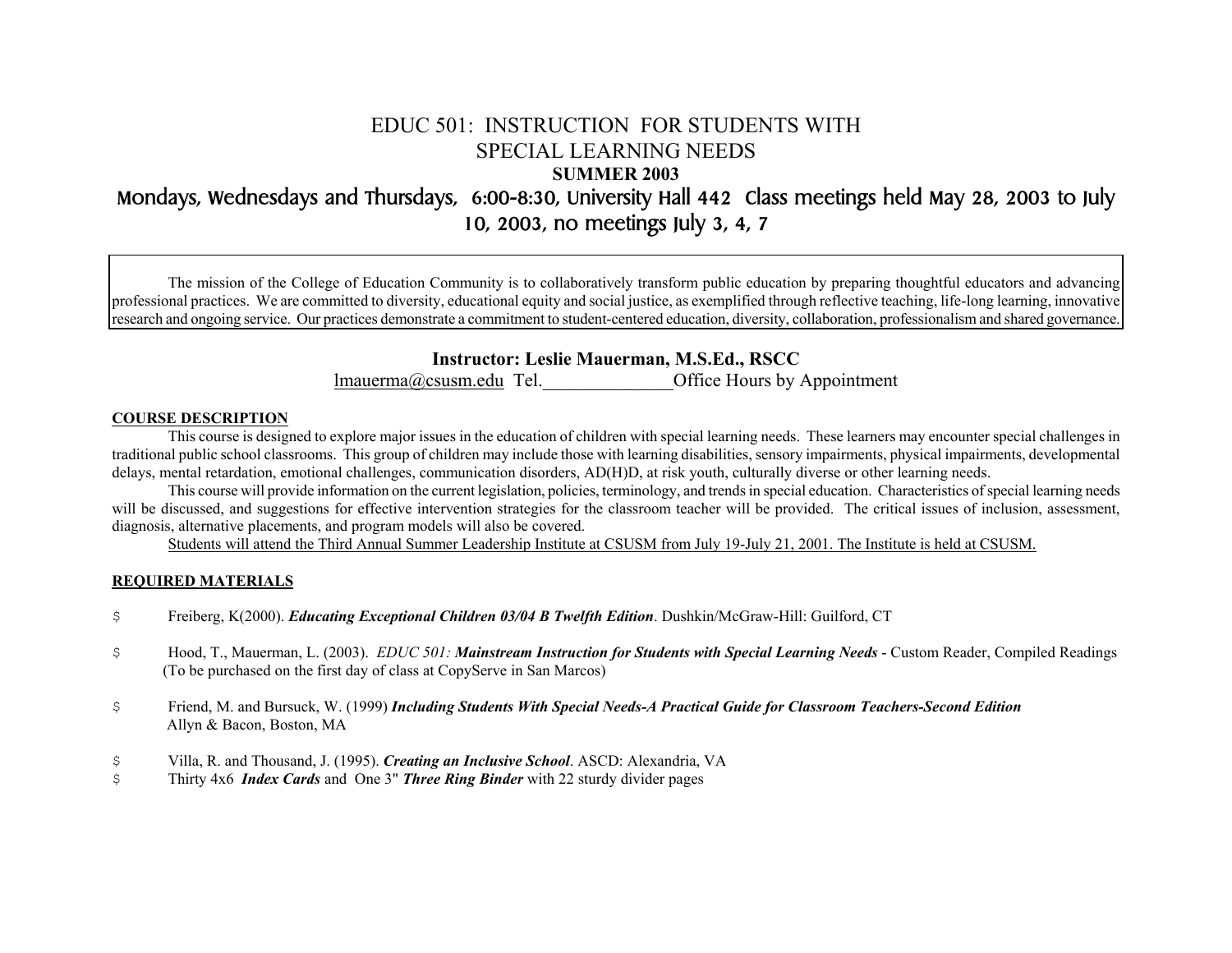# EDUC 501: INSTRUCTION FOR STUDENTS WITH SPECIAL LEARNING NEEDS

**SUMMER 2003**

**Mondays, Wednesdays and Thursdays, 6:00-8:30, University Hall 442 Class meetings held May 28, 2003 to July 10, 2003, no meetings July 3, 4, 7**

> The mission of the College of Education Community is to collaboratively transform public education by preparing thoughtful educators and advancing professional practices. We are committed to diversity, educational equity and social justice, as exemplified through reflective teaching, life-long learning, innovative research and ongoing service. Our practices demonstrate a commitment to student-centered education, diversity, collaboration, professionalism and shared governance.

**Instructor: Leslie Mauerman, M.S.Ed., RSCC**

lmauerma@csusm.edu Tel.______________Office Hours by Appointment

## COURSE DESCRIPTION

This course is designed to explore major issues in the education of children with special learning needs. These learners may encounter special challenges in traditional public school classrooms. This group of children may include those with learning disabilities, sensory impairments, physical impairments, developmental delays, mental retardation, emotional challenges, communication disorders, AD(H)D, at risk youth, culturally diverse or other learning needs.

This course will provide information on the current legislation, policies, terminology, and trends in special education. Characteristics of special learning needs will be discussed, and suggestions for effective intervention strategies for the classroom teacher will be provided. The critical issues of inclusion, assessment, diagnosis, alternative placements, and program models will also be covered.

Students will attend the Third Annual Summer Leadership Institute at CSUSM from July 19-July 21, 2001. The Institute is held at CSUSM.

## REQUIRED MATERIALS

- Freiberg, K(2000). ***Educating Exceptional Children 03/04 B Twelfth Edition***. Dushkin/McGraw-Hill: Guilford, CT
- Hood, T., Mauerman, L. (2003). *EDUC 501: **Mainstream Instruction for Students with Special Learning Needs*** - Custom Reader, Compiled Readings (To be purchased on the first day of class at CopyServe in San Marcos)
- Friend, M. and Bursuck, W. (1999) ***Including Students With Special Needs-A Practical Guide for Classroom Teachers-Second Edition*** Allyn & Bacon, Boston, MA
- Villa, R. and Thousand, J. (1995). ***Creating an Inclusive School***. ASCD: Alexandria, VA
- Thirty 4x6 ***Index Cards*** and One 3" ***Three Ring Binder*** with 22 sturdy divider pages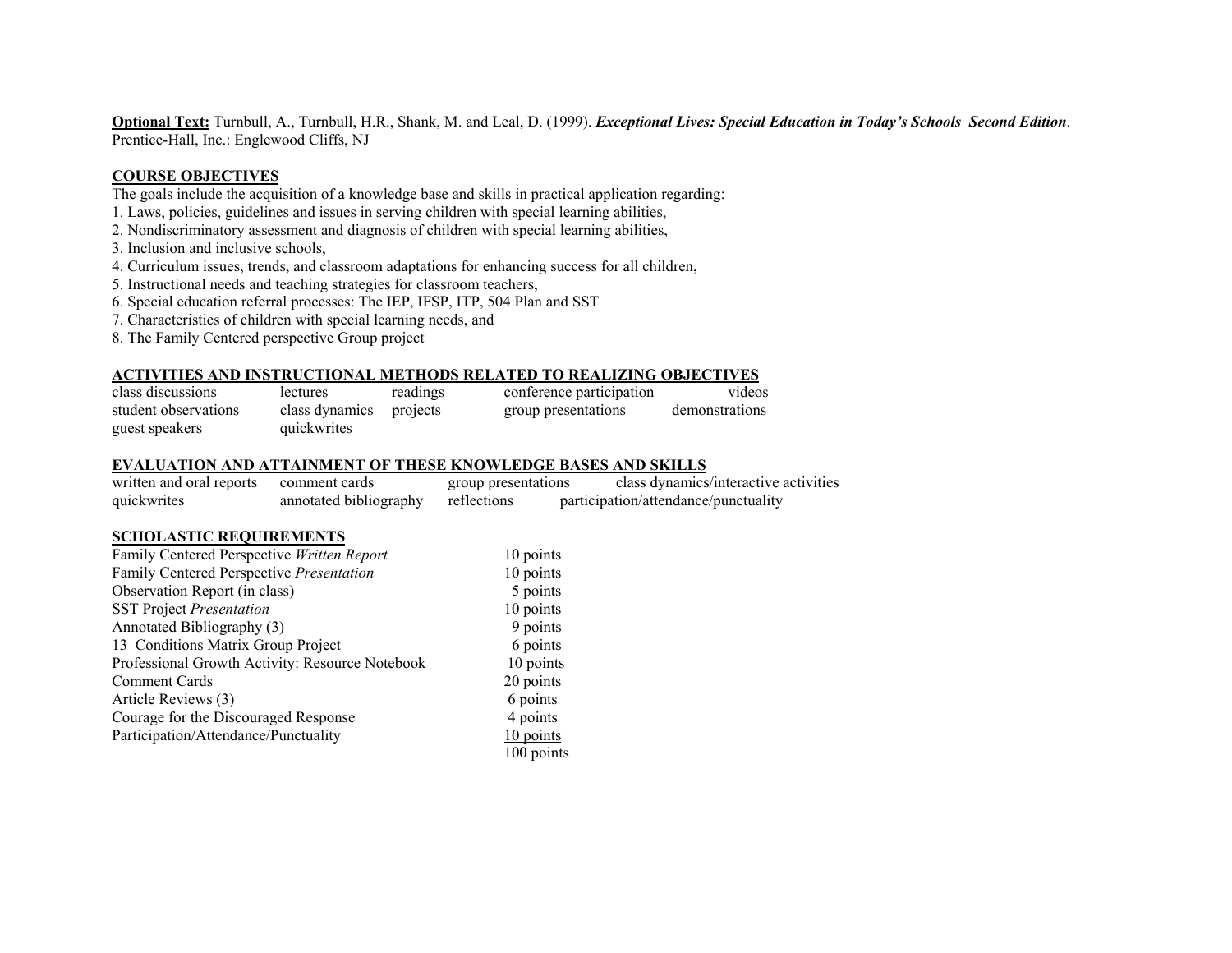**Optional Text:** Turnbull, A., Turnbull, H.R., Shank, M. and Leal, D. (1999). ***Exceptional Lives: Special Education in Today's Schools Second Edition***. Prentice-Hall, Inc.: Englewood Cliffs, NJ

## COURSE OBJECTIVES

The goals include the acquisition of a knowledge base and skills in practical application regarding:

1. Laws, policies, guidelines and issues in serving children with special learning abilities,
2. Nondiscriminatory assessment and diagnosis of children with special learning abilities,
3. Inclusion and inclusive schools,
4. Curriculum issues, trends, and classroom adaptations for enhancing success for all children,
5. Instructional needs and teaching strategies for classroom teachers,
6. Special education referral processes: The IEP, IFSP, ITP, 504 Plan and SST
7. Characteristics of children with special learning needs, and
8. The Family Centered perspective Group project

## ACTIVITIES AND INSTRUCTIONAL METHODS RELATED TO REALIZING OBJECTIVES

| | | | | |
|---|---|---|---|---|
| class discussions | lectures | readings | conference participation | videos |
| student observations | class dynamics | projects | group presentations | demonstrations |
| guest speakers | quickwrites | | | |

## EVALUATION AND ATTAINMENT OF THESE KNOWLEDGE BASES AND SKILLS

| | | | |
|---|---|---|---|
| written and oral reports | comment cards | group presentations | class dynamics/interactive activities |
| quickwrites | annotated bibliography | reflections | participation/attendance/punctuality |

## SCHOLASTIC REQUIREMENTS

| Requirement | Points |
|---|---|
| Family Centered Perspective *Written Report* | 10 points |
| Family Centered Perspective *Presentation* | 10 points |
| Observation Report (in class) | 5 points |
| SST Project *Presentation* | 10 points |
| Annotated Bibliography (3) | 9 points |
| 13 Conditions Matrix Group Project | 6 points |
| Professional Growth Activity: Resource Notebook | 10 points |
| Comment Cards | 20 points |
| Article Reviews (3) | 6 points |
| Courage for the Discouraged Response | 4 points |
| Participation/Attendance/Punctuality | 10 points |
| | 100 points |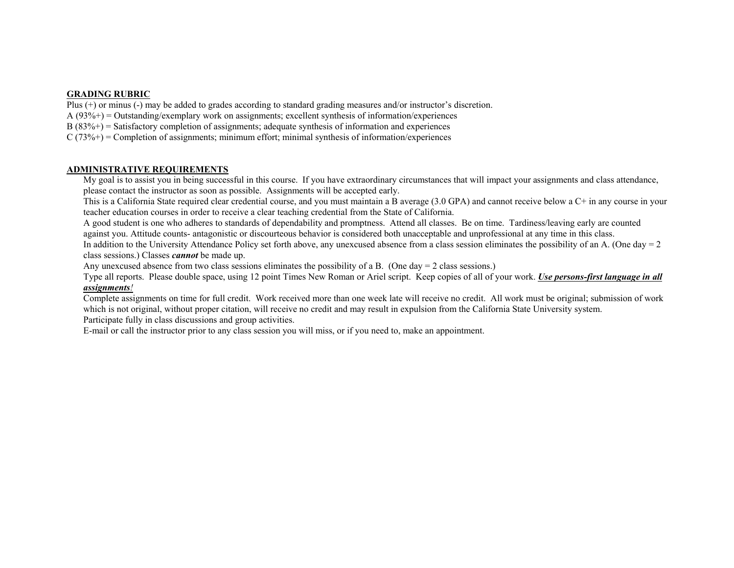**GRADING RUBRIC**

Plus (+) or minus (-) may be added to grades according to standard grading measures and/or instructor's discretion.

A (93%+) = Outstanding/exemplary work on assignments; excellent synthesis of information/experiences

B (83%+) = Satisfactory completion of assignments; adequate synthesis of information and experiences

C (73%+) = Completion of assignments; minimum effort; minimal synthesis of information/experiences

**ADMINISTRATIVE REQUIREMENTS**

My goal is to assist you in being successful in this course. If you have extraordinary circumstances that will impact your assignments and class attendance, please contact the instructor as soon as possible. Assignments will be accepted early.

This is a California State required clear credential course, and you must maintain a B average (3.0 GPA) and cannot receive below a C+ in any course in your teacher education courses in order to receive a clear teaching credential from the State of California.

A good student is one who adheres to standards of dependability and promptness. Attend all classes. Be on time. Tardiness/leaving early are counted against you. Attitude counts- antagonistic or discourteous behavior is considered both unacceptable and unprofessional at any time in this class.

In addition to the University Attendance Policy set forth above, any unexcused absence from a class session eliminates the possibility of an A. (One day = 2 class sessions.) Classes ***cannot*** be made up.

Any unexcused absence from two class sessions eliminates the possibility of a B. (One day = 2 class sessions.)

Type all reports. Please double space, using 12 point Times New Roman or Ariel script. Keep copies of all of your work. ***<u>Use persons-first language in all assignments!</u>***

Complete assignments on time for full credit. Work received more than one week late will receive no credit. All work must be original; submission of work which is not original, without proper citation, will receive no credit and may result in expulsion from the California State University system.

Participate fully in class discussions and group activities.

E-mail or call the instructor prior to any class session you will miss, or if you need to, make an appointment.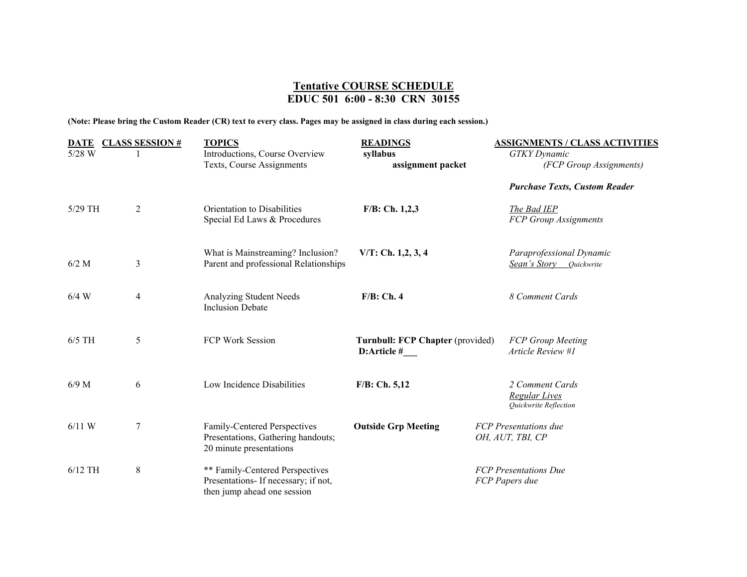## Tentative COURSE SCHEDULE
## EDUC 501 6:00 - 8:30 CRN 30155

**(Note: Please bring the Custom Reader (CR) text to every class. Pages may be assigned in class during each session.)**

| DATE | CLASS SESSION # | TOPICS | READINGS | ASSIGNMENTS / CLASS ACTIVITIES |
|---|---|---|---|---|
| 5/28 W | 1 | Introductions, Course Overview<br>Texts, Course Assignments | **syllabus**<br>**assignment packet** | *GTKY Dynamic*<br>*(FCP Group Assignments)*<br><br>***Purchase Texts, Custom Reader*** |
| 5/29 TH | 2 | Orientation to Disabilities<br>Special Ed Laws & Procedures | **F/B: Ch. 1,2,3** | *The Bad IEP*<br>*FCP Group Assignments* |
| 6/2 M | 3 | What is Mainstreaming? Inclusion?<br>Parent and professional Relationships | **V/T: Ch. 1,2, 3, 4** | *Paraprofessional Dynamic*<br>*Sean's Story* *Quickwrite* |
| 6/4 W | 4 | Analyzing Student Needs<br>Inclusion Debate | **F/B: Ch. 4** | *8 Comment Cards* |
| 6/5 TH | 5 | FCP Work Session | **Turnbull: FCP Chapter** (provided)<br>**D:Article #___** | *FCP Group Meeting*<br>*Article Review #1* |
| 6/9 M | 6 | Low Incidence Disabilities | **F/B: Ch. 5,12** | *2 Comment Cards*<br>*Regular Lives*<br>*Quickwrite Reflection* |
| 6/11 W | 7 | Family-Centered Perspectives<br>Presentations, Gathering handouts;<br>20 minute presentations | **Outside Grp Meeting** | *FCP Presentations due*<br>*OH, AUT, TBI, CP* |
| 6/12 TH | 8 | ** Family-Centered Perspectives<br>Presentations- If necessary; if not,<br>then jump ahead one session | | *FCP Presentations Due*<br>*FCP Papers due* |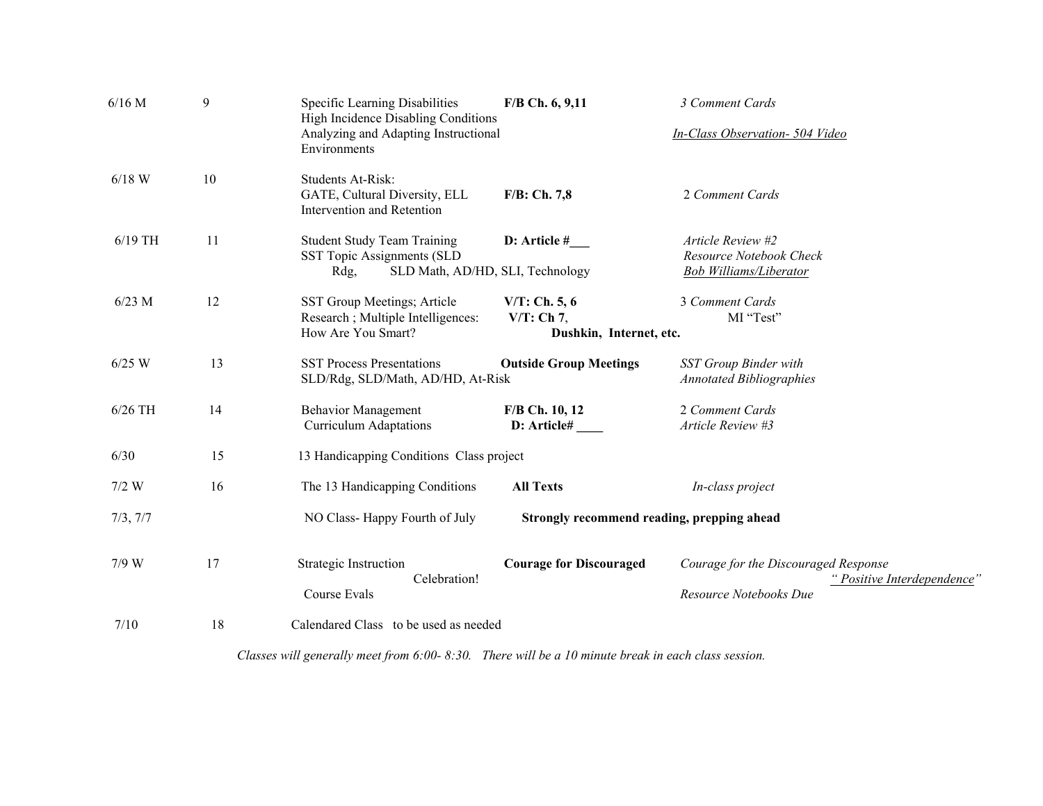| | | | | |
|---|---|---|---|---|
| 6/16 M | 9 | Specific Learning Disabilities<br>High Incidence Disabling Conditions<br>Analyzing and Adapting Instructional Environments | **F/B Ch. 6, 9,11** | *3 Comment Cards*<br><br>*In-Class Observation- 504 Video* |
| 6/18 W | 10 | Students At-Risk:<br>GATE, Cultural Diversity, ELL<br>Intervention and Retention | **F/B: Ch. 7,8** | 2 *Comment Cards* |
| 6/19 TH | 11 | Student Study Team Training<br>SST Topic Assignments (SLD Rdg, SLD Math, AD/HD, SLI, Technology | **D: Article #___** | *Article Review #2*<br>*Resource Notebook Check*<br>*Bob Williams/Liberator* |
| 6/23 M | 12 | SST Group Meetings; Article Research ; Multiple Intelligences: How Are You Smart? | **V/T: Ch. 5, 6**<br>**V/T: Ch 7**,<br>**Dushkin, Internet, etc.** | 3 *Comment Cards*<br>MI "Test" |
| 6/25 W | 13 | SST Process Presentations<br>SLD/Rdg, SLD/Math, AD/HD, At-Risk | **Outside Group Meetings** | *SST Group Binder with Annotated Bibliographies* |
| 6/26 TH | 14 | Behavior Management<br>Curriculum Adaptations | **F/B Ch. 10, 12**<br>**D: Article# ____** | 2 *Comment Cards*<br>*Article Review #3* |
| 6/30 | 15 | 13 Handicapping Conditions Class project | | |
| 7/2 W | 16 | The 13 Handicapping Conditions | **All Texts** | *In-class project* |
| 7/3, 7/7 | | NO Class- Happy Fourth of July | **Strongly recommend reading, prepping ahead** | |
| 7/9 W | 17 | Strategic Instruction<br>Celebration!<br>Course Evals | **Courage for Discouraged** | *Courage for the Discouraged Response*<br>*" Positive Interdependence"*<br>*Resource Notebooks Due* |
| 7/10 | 18 | Calendared Class to be used as needed | | |

*Classes will generally meet from 6:00- 8:30. There will be a 10 minute break in each class session.*